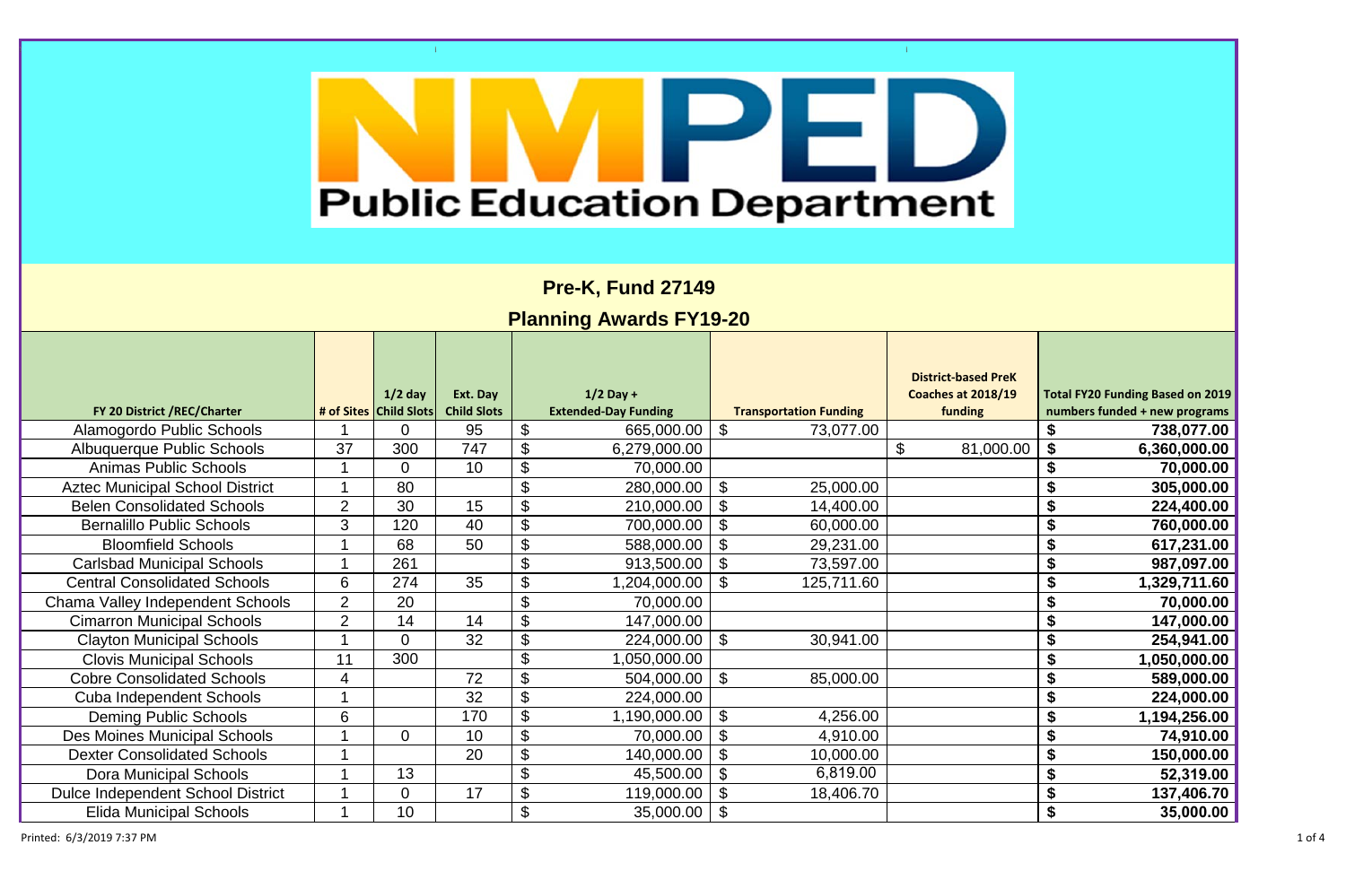# NMPED Public Education Department

## Pre-K, Fund 27149

## Planning Awards FY19-20

| FY 20 District /REC/Charter | # of Sites | 1/2 day Child Slots | Ext. Day Child Slots | 1/2 Day + Extended-Day Funding | Transportation Funding | District-based PreK Coaches at 2018/19 funding | Total FY20 Funding Based on 2019 numbers funded + new programs |
|---|---|---|---|---|---|---|---|
| Alamogordo Public Schools | 1 | 0 | 95 | $ 665,000.00 | $ 73,077.00 | | **$ 738,077.00** |
| Albuquerque Public Schools | 37 | 300 | 747 | $ 6,279,000.00 | | $ 81,000.00 | **$ 6,360,000.00** |
| Animas Public Schools | 1 | 0 | 10 | $ 70,000.00 | | | **$ 70,000.00** |
| Aztec Municipal School District | 1 | 80 | | $ 280,000.00 | $ 25,000.00 | | **$ 305,000.00** |
| Belen Consolidated Schools | 2 | 30 | 15 | $ 210,000.00 | $ 14,400.00 | | **$ 224,400.00** |
| Bernalillo Public Schools | 3 | 120 | 40 | $ 700,000.00 | $ 60,000.00 | | **$ 760,000.00** |
| Bloomfield Schools | 1 | 68 | 50 | $ 588,000.00 | $ 29,231.00 | | **$ 617,231.00** |
| Carlsbad Municipal Schools | 1 | 261 | | $ 913,500.00 | $ 73,597.00 | | **$ 987,097.00** |
| Central Consolidated Schools | 6 | 274 | 35 | $ 1,204,000.00 | $ 125,711.60 | | **$ 1,329,711.60** |
| Chama Valley Independent Schools | 2 | 20 | | $ 70,000.00 | | | **$ 70,000.00** |
| Cimarron Municipal Schools | 2 | 14 | 14 | $ 147,000.00 | | | **$ 147,000.00** |
| Clayton Municipal Schools | 1 | 0 | 32 | $ 224,000.00 | $ 30,941.00 | | **$ 254,941.00** |
| Clovis Municipal Schools | 11 | 300 | | $ 1,050,000.00 | | | **$ 1,050,000.00** |
| Cobre Consolidated Schools | 4 | | 72 | $ 504,000.00 | $ 85,000.00 | | **$ 589,000.00** |
| Cuba Independent Schools | 1 | | 32 | $ 224,000.00 | | | **$ 224,000.00** |
| Deming Public Schools | 6 | | 170 | $ 1,190,000.00 | $ 4,256.00 | | **$ 1,194,256.00** |
| Des Moines Municipal Schools | 1 | 0 | 10 | $ 70,000.00 | $ 4,910.00 | | **$ 74,910.00** |
| Dexter Consolidated Schools | 1 | | 20 | $ 140,000.00 | $ 10,000.00 | | **$ 150,000.00** |
| Dora Municipal Schools | 1 | 13 | | $ 45,500.00 | $ 6,819.00 | | **$ 52,319.00** |
| Dulce Independent School District | 1 | 0 | 17 | $ 119,000.00 | $ 18,406.70 | | **$ 137,406.70** |
| Elida Municipal Schools | 1 | 10 | | $ 35,000.00 | $ | | **$ 35,000.00** |

Printed: 6/3/2019 7:37 PM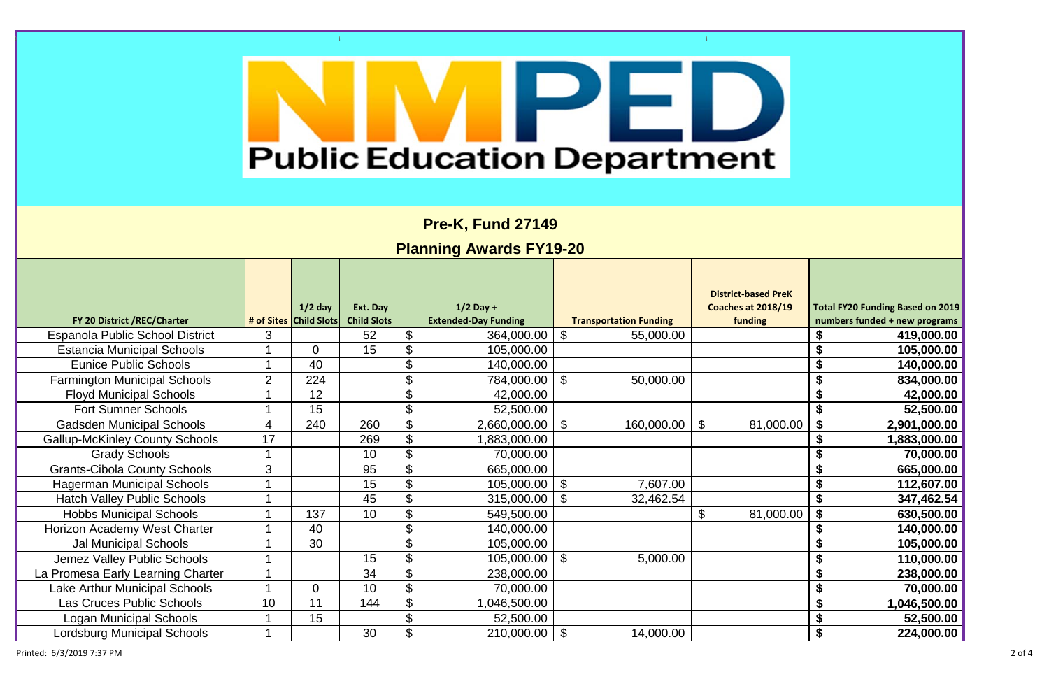# NMPED Public Education Department

## Pre-K, Fund 27149

## Planning Awards FY19-20

| FY 20 District /REC/Charter | # of Sites | 1/2 day Child Slots | Ext. Day Child Slots | 1/2 Day + Extended-Day Funding | Transportation Funding | District-based PreK Coaches at 2018/19 funding | Total FY20 Funding Based on 2019 numbers funded + new programs |
|---|---|---|---|---|---|---|---|
| Espanola Public School District | 3 | | 52 | $ 364,000.00 | $ 55,000.00 | | **$ 419,000.00** |
| Estancia Municipal Schools | 1 | 0 | 15 | $ 105,000.00 | | | **$ 105,000.00** |
| Eunice Public Schools | 1 | 40 | | $ 140,000.00 | | | **$ 140,000.00** |
| Farmington Municipal Schools | 2 | 224 | | $ 784,000.00 | $ 50,000.00 | | **$ 834,000.00** |
| Floyd Municipal Schools | 1 | 12 | | $ 42,000.00 | | | **$ 42,000.00** |
| Fort Sumner Schools | 1 | 15 | | $ 52,500.00 | | | **$ 52,500.00** |
| Gadsden Municipal Schools | 4 | 240 | 260 | $ 2,660,000.00 | $ 160,000.00 | $ 81,000.00 | **$ 2,901,000.00** |
| Gallup-McKinley County Schools | 17 | | 269 | $ 1,883,000.00 | | | **$ 1,883,000.00** |
| Grady Schools | 1 | | 10 | $ 70,000.00 | | | **$ 70,000.00** |
| Grants-Cibola County Schools | 3 | | 95 | $ 665,000.00 | | | **$ 665,000.00** |
| Hagerman Municipal Schools | 1 | | 15 | $ 105,000.00 | $ 7,607.00 | | **$ 112,607.00** |
| Hatch Valley Public Schools | 1 | | 45 | $ 315,000.00 | $ 32,462.54 | | **$ 347,462.54** |
| Hobbs Municipal Schools | 1 | 137 | 10 | $ 549,500.00 | | $ 81,000.00 | **$ 630,500.00** |
| Horizon Academy West Charter | 1 | 40 | | $ 140,000.00 | | | **$ 140,000.00** |
| Jal Municipal Schools | 1 | 30 | | $ 105,000.00 | | | **$ 105,000.00** |
| Jemez Valley Public Schools | 1 | | 15 | $ 105,000.00 | $ 5,000.00 | | **$ 110,000.00** |
| La Promesa Early Learning Charter | 1 | | 34 | $ 238,000.00 | | | **$ 238,000.00** |
| Lake Arthur Municipal Schools | 1 | 0 | 10 | $ 70,000.00 | | | **$ 70,000.00** |
| Las Cruces Public Schools | 10 | 11 | 144 | $ 1,046,500.00 | | | **$ 1,046,500.00** |
| Logan Municipal Schools | 1 | 15 | | $ 52,500.00 | | | **$ 52,500.00** |
| Lordsburg Municipal Schools | 1 | | 30 | $ 210,000.00 | $ 14,000.00 | | **$ 224,000.00** |

Printed: 6/3/2019 7:37 PM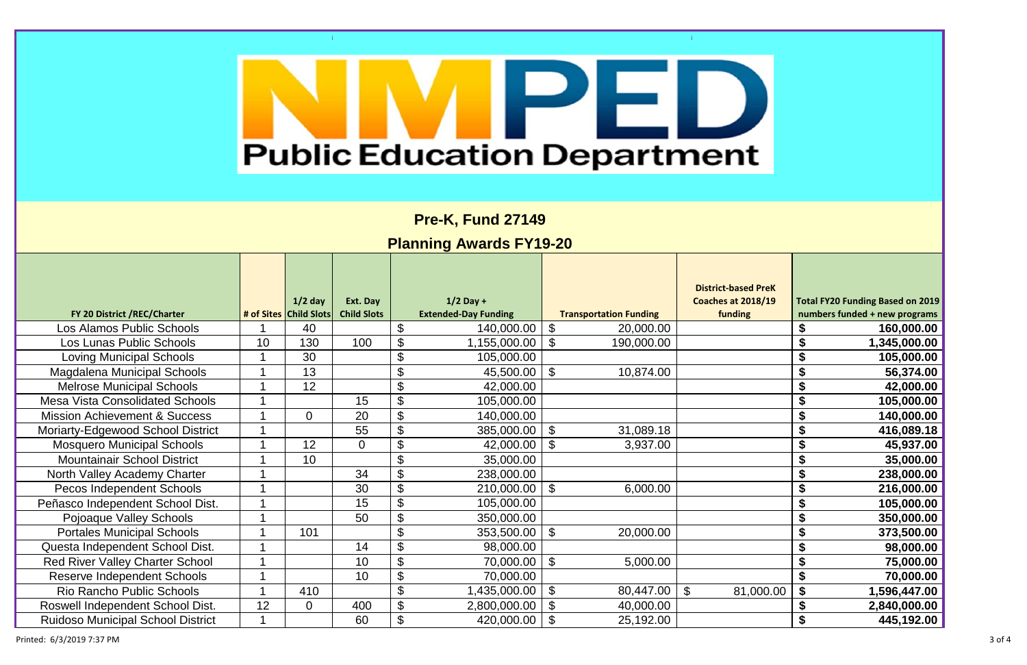# Public Education Department

## Pre-K, Fund 27149

## Planning Awards FY19-20

| FY 20 District /REC/Charter | # of Sites | 1/2 day Child Slots | Ext. Day Child Slots | 1/2 Day + Extended-Day Funding | Transportation Funding | District-based PreK Coaches at 2018/19 funding | Total FY20 Funding Based on 2019 numbers funded + new programs |
|---|---|---|---|---|---|---|---|
| Los Alamos Public Schools | 1 | 40 | | $ 140,000.00 | $ 20,000.00 | | $ 160,000.00 |
| Los Lunas Public Schools | 10 | 130 | 100 | $ 1,155,000.00 | $ 190,000.00 | | $ 1,345,000.00 |
| Loving Municipal Schools | 1 | 30 | | $ 105,000.00 | | | $ 105,000.00 |
| Magdalena Municipal Schools | 1 | 13 | | $ 45,500.00 | $ 10,874.00 | | $ 56,374.00 |
| Melrose Municipal Schools | 1 | 12 | | $ 42,000.00 | | | $ 42,000.00 |
| Mesa Vista Consolidated Schools | 1 | | 15 | $ 105,000.00 | | | $ 105,000.00 |
| Mission Achievement & Success | 1 | 0 | 20 | $ 140,000.00 | | | $ 140,000.00 |
| Moriarty-Edgewood School District | 1 | | 55 | $ 385,000.00 | $ 31,089.18 | | $ 416,089.18 |
| Mosquero Municipal Schools | 1 | 12 | 0 | $ 42,000.00 | $ 3,937.00 | | $ 45,937.00 |
| Mountainair School District | 1 | 10 | | $ 35,000.00 | | | $ 35,000.00 |
| North Valley Academy Charter | 1 | | 34 | $ 238,000.00 | | | $ 238,000.00 |
| Pecos Independent Schools | 1 | | 30 | $ 210,000.00 | $ 6,000.00 | | $ 216,000.00 |
| Peñasco Independent School Dist. | 1 | | 15 | $ 105,000.00 | | | $ 105,000.00 |
| Pojoaque Valley Schools | 1 | | 50 | $ 350,000.00 | | | $ 350,000.00 |
| Portales Municipal Schools | 1 | 101 | | $ 353,500.00 | $ 20,000.00 | | $ 373,500.00 |
| Questa Independent School Dist. | 1 | | 14 | $ 98,000.00 | | | $ 98,000.00 |
| Red River Valley Charter School | 1 | | 10 | $ 70,000.00 | $ 5,000.00 | | $ 75,000.00 |
| Reserve Independent Schools | 1 | | 10 | $ 70,000.00 | | | $ 70,000.00 |
| Rio Rancho Public Schools | 1 | 410 | | $ 1,435,000.00 | $ 80,447.00 | $ 81,000.00 | $ 1,596,447.00 |
| Roswell Independent School Dist. | 12 | 0 | 400 | $ 2,800,000.00 | $ 40,000.00 | | $ 2,840,000.00 |
| Ruidoso Municipal School District | 1 | | 60 | $ 420,000.00 | $ 25,192.00 | | $ 445,192.00 |

Printed: 6/3/2019 7:37 PM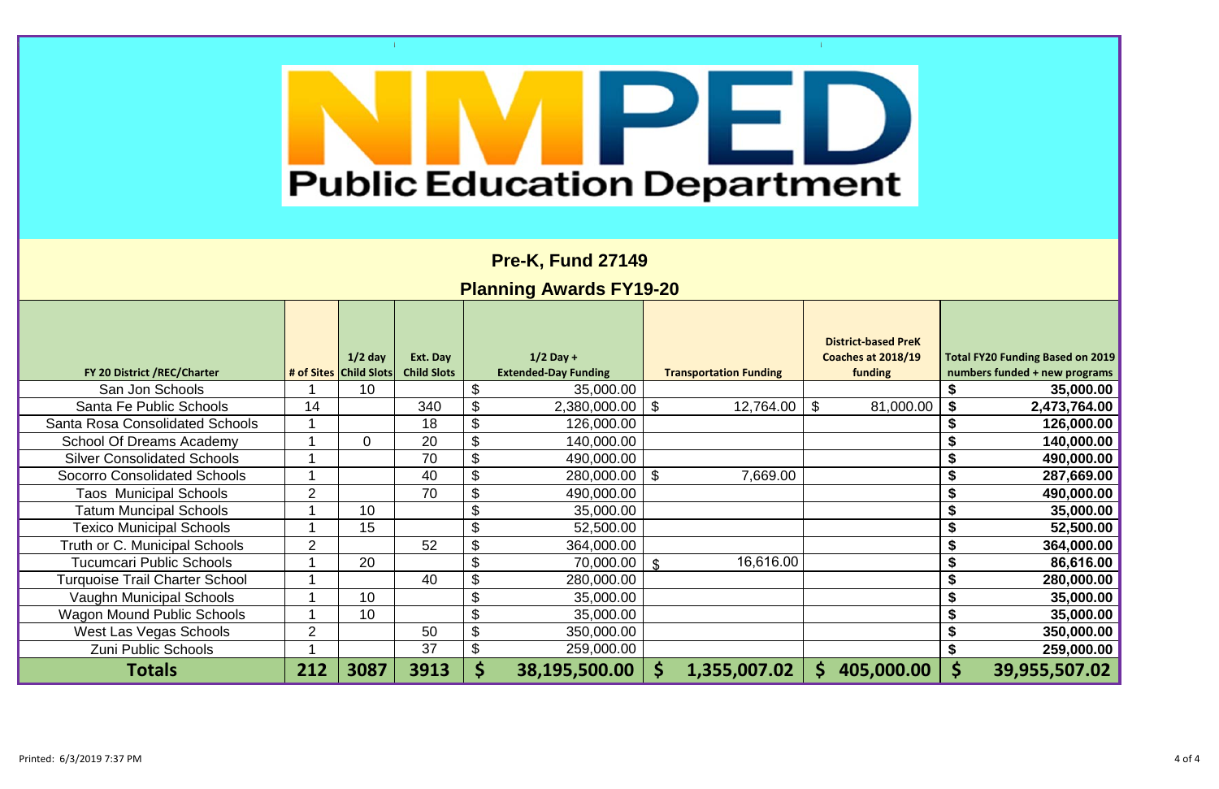# Public Education Department

## Pre-K, Fund 27149

## Planning Awards FY19-20

| FY 20 District /REC/Charter | # of Sites | 1/2 day Child Slots | Ext. Day Child Slots | 1/2 Day + Extended-Day Funding | Transportation Funding | District-based PreK Coaches at 2018/19 funding | Total FY20 Funding Based on 2019 numbers funded + new programs |
|---|---|---|---|---|---|---|---|
| San Jon Schools | 1 | 10 | | $ 35,000.00 | | | **$ 35,000.00** |
| Santa Fe Public Schools | 14 | | 340 | $ 2,380,000.00 | $ 12,764.00 | $ 81,000.00 | **$ 2,473,764.00** |
| Santa Rosa Consolidated Schools | 1 | | 18 | $ 126,000.00 | | | **$ 126,000.00** |
| School Of Dreams Academy | 1 | 0 | 20 | $ 140,000.00 | | | **$ 140,000.00** |
| Silver Consolidated Schools | 1 | | 70 | $ 490,000.00 | | | **$ 490,000.00** |
| Socorro Consolidated Schools | 1 | | 40 | $ 280,000.00 | $ 7,669.00 | | **$ 287,669.00** |
| Taos Municipal Schools | 2 | | 70 | $ 490,000.00 | | | **$ 490,000.00** |
| Tatum Muncipal Schools | 1 | 10 | | $ 35,000.00 | | | **$ 35,000.00** |
| Texico Municipal Schools | 1 | 15 | | $ 52,500.00 | | | **$ 52,500.00** |
| Truth or C. Municipal Schools | 2 | | 52 | $ 364,000.00 | | | **$ 364,000.00** |
| Tucumcari Public Schools | 1 | 20 | | $ 70,000.00 | $ 16,616.00 | | **$ 86,616.00** |
| Turquoise Trail Charter School | 1 | | 40 | $ 280,000.00 | | | **$ 280,000.00** |
| Vaughn Municipal Schools | 1 | 10 | | $ 35,000.00 | | | **$ 35,000.00** |
| Wagon Mound Public Schools | 1 | 10 | | $ 35,000.00 | | | **$ 35,000.00** |
| West Las Vegas Schools | 2 | | 50 | $ 350,000.00 | | | **$ 350,000.00** |
| Zuni Public Schools | 1 | | 37 | $ 259,000.00 | | | **$ 259,000.00** |
| **Totals** | **212** | **3087** | **3913** | **$ 38,195,500.00** | **$ 1,355,007.02** | **$ 405,000.00** | **$ 39,955,507.02** |

Printed: 6/3/2019 7:37 PM